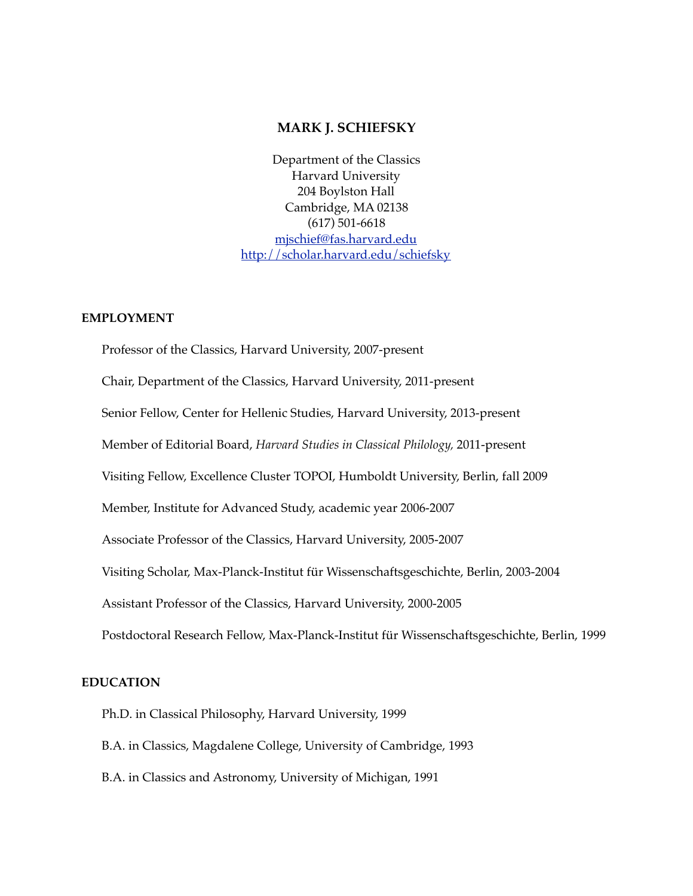# MARK J. SCHIEFSKY

Department of the Classics
Harvard University
204 Boylston Hall
Cambridge, MA 02138
(617) 501-6618
[mjschief@fas.harvard.edu](mailto:mjschief@fas.harvard.edu)
[http://scholar.harvard.edu/schiefsky](http://scholar.harvard.edu/schiefsky)

## EMPLOYMENT

Professor of the Classics, Harvard University, 2007-present

Chair, Department of the Classics, Harvard University, 2011-present

Senior Fellow, Center for Hellenic Studies, Harvard University, 2013-present

Member of Editorial Board, *Harvard Studies in Classical Philology,* 2011-present

Visiting Fellow, Excellence Cluster TOPOI, Humboldt University, Berlin, fall 2009

Member, Institute for Advanced Study, academic year 2006-2007

Associate Professor of the Classics, Harvard University, 2005-2007

Visiting Scholar, Max-Planck-Institut für Wissenschaftsgeschichte, Berlin, 2003-2004

Assistant Professor of the Classics, Harvard University, 2000-2005

Postdoctoral Research Fellow, Max-Planck-Institut für Wissenschaftsgeschichte, Berlin, 1999

## EDUCATION

Ph.D. in Classical Philosophy, Harvard University, 1999

B.A. in Classics, Magdalene College, University of Cambridge, 1993

B.A. in Classics and Astronomy, University of Michigan, 1991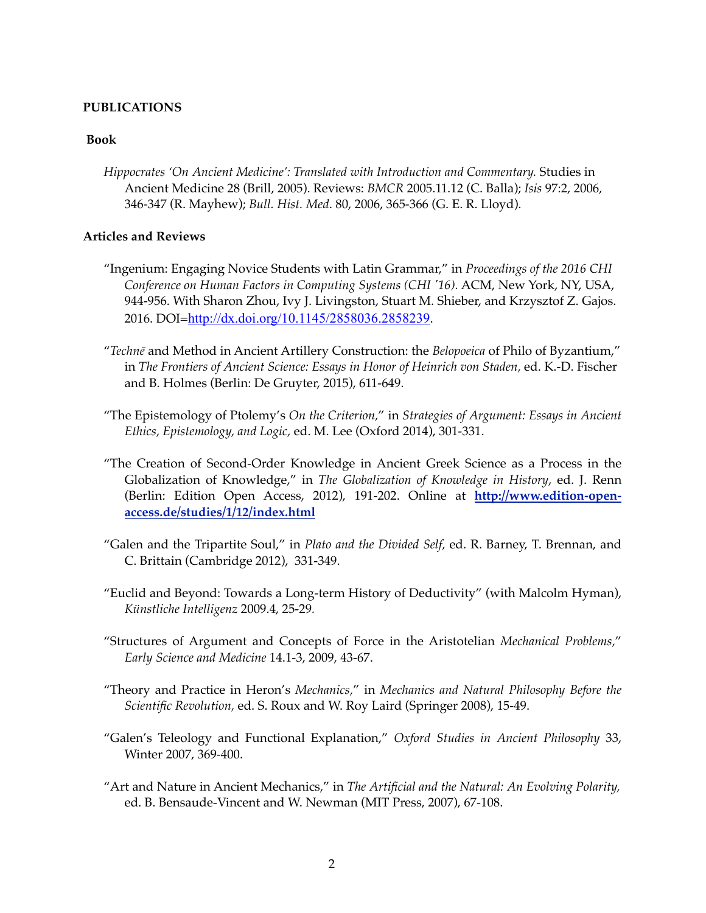## PUBLICATIONS

### Book

*Hippocrates 'On Ancient Medicine': Translated with Introduction and Commentary.* Studies in Ancient Medicine 28 (Brill, 2005). Reviews: *BMCR* 2005.11.12 (C. Balla); *Isis* 97:2, 2006, 346-347 (R. Mayhew); *Bull. Hist. Med*. 80, 2006, 365-366 (G. E. R. Lloyd).

### Articles and Reviews

"Ingenium: Engaging Novice Students with Latin Grammar," in *Proceedings of the 2016 CHI Conference on Human Factors in Computing Systems (CHI '16).* ACM, New York, NY, USA, 944-956. With Sharon Zhou, Ivy J. Livingston, Stuart M. Shieber, and Krzysztof Z. Gajos. 2016. DOI=http://dx.doi.org/10.1145/2858036.2858239.

"*Technē* and Method in Ancient Artillery Construction: the *Belopoeica* of Philo of Byzantium," in *The Frontiers of Ancient Science: Essays in Honor of Heinrich von Staden*, ed. K.-D. Fischer and B. Holmes (Berlin: De Gruyter, 2015), 611-649.

"The Epistemology of Ptolemy's *On the Criterion,*" in *Strategies of Argument: Essays in Ancient Ethics, Epistemology, and Logic,* ed. M. Lee (Oxford 2014), 301-331.

"The Creation of Second-Order Knowledge in Ancient Greek Science as a Process in the Globalization of Knowledge," in *The Globalization of Knowledge in History*, ed. J. Renn (Berlin: Edition Open Access, 2012), 191-202. Online at **http://www.edition-open-access.de/studies/1/12/index.html**

"Galen and the Tripartite Soul," in *Plato and the Divided Self,* ed. R. Barney, T. Brennan, and C. Brittain (Cambridge 2012), 331-349.

"Euclid and Beyond: Towards a Long-term History of Deductivity" (with Malcolm Hyman), *Künstliche Intelligenz* 2009.4, 25-29.

"Structures of Argument and Concepts of Force in the Aristotelian *Mechanical Problems,*" *Early Science and Medicine* 14.1-3, 2009, 43-67.

"Theory and Practice in Heron's *Mechanics,*" in *Mechanics and Natural Philosophy Before the Scientific Revolution,* ed. S. Roux and W. Roy Laird (Springer 2008), 15-49.

"Galen's Teleology and Functional Explanation," *Oxford Studies in Ancient Philosophy* 33, Winter 2007, 369-400.

"Art and Nature in Ancient Mechanics," in *The Artificial and the Natural: An Evolving Polarity,* ed. B. Bensaude-Vincent and W. Newman (MIT Press, 2007), 67-108.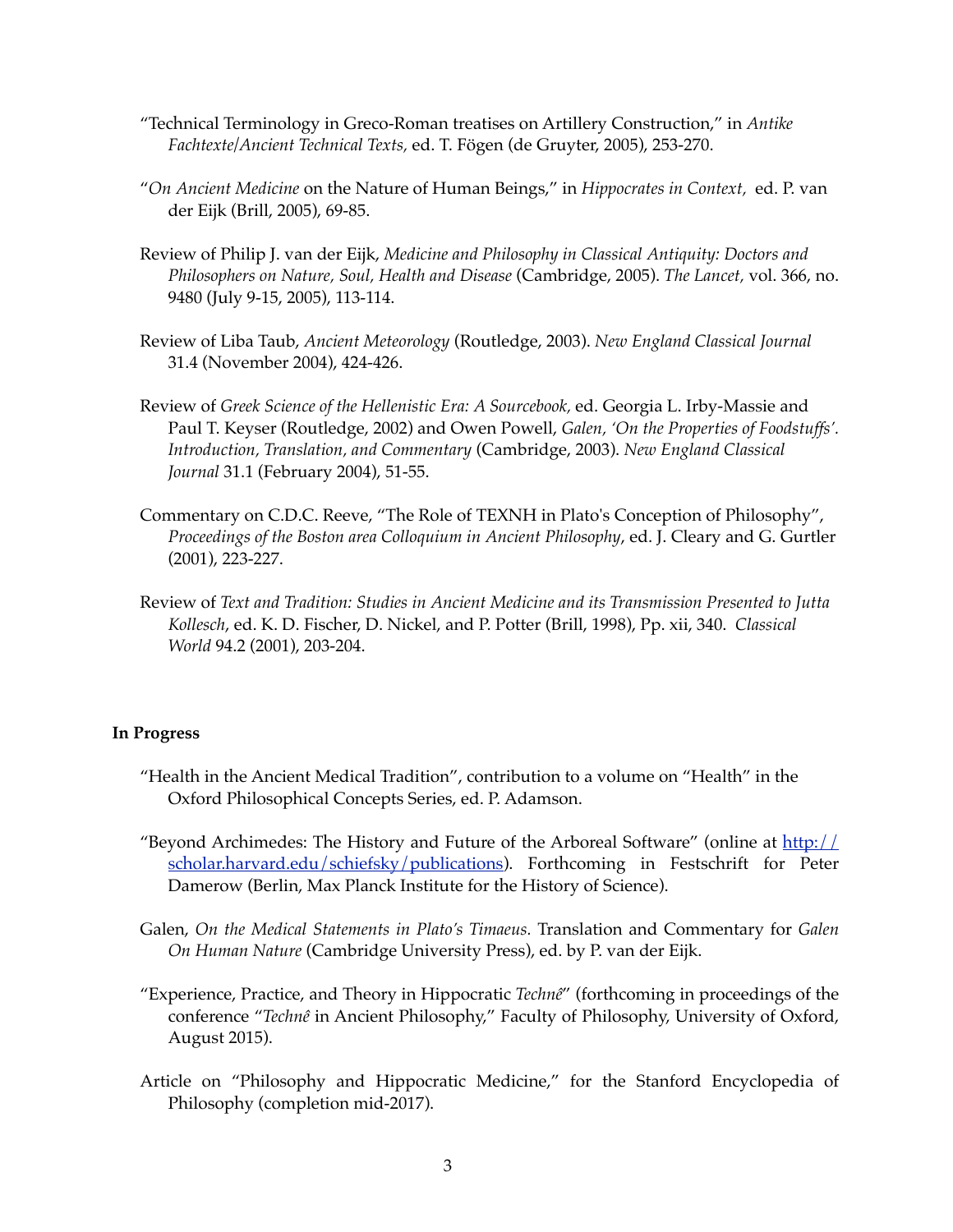"Technical Terminology in Greco-Roman treatises on Artillery Construction," in *Antike Fachtexte/Ancient Technical Texts*, ed. T. Fögen (de Gruyter, 2005), 253-270.

"*On Ancient Medicine* on the Nature of Human Beings," in *Hippocrates in Context*, ed. P. van der Eijk (Brill, 2005), 69-85.

Review of Philip J. van der Eijk, *Medicine and Philosophy in Classical Antiquity: Doctors and Philosophers on Nature, Soul, Health and Disease* (Cambridge, 2005). *The Lancet*, vol. 366, no. 9480 (July 9-15, 2005), 113-114.

Review of Liba Taub, *Ancient Meteorology* (Routledge, 2003). *New England Classical Journal* 31.4 (November 2004), 424-426.

Review of *Greek Science of the Hellenistic Era: A Sourcebook*, ed. Georgia L. Irby-Massie and Paul T. Keyser (Routledge, 2002) and Owen Powell, *Galen, 'On the Properties of Foodstuffs'. Introduction, Translation, and Commentary* (Cambridge, 2003). *New England Classical Journal* 31.1 (February 2004), 51-55.

Commentary on C.D.C. Reeve, "The Role of TEXNH in Plato's Conception of Philosophy", *Proceedings of the Boston area Colloquium in Ancient Philosophy*, ed. J. Cleary and G. Gurtler (2001), 223-227.

Review of *Text and Tradition: Studies in Ancient Medicine and its Transmission Presented to Jutta Kollesch*, ed. K. D. Fischer, D. Nickel, and P. Potter (Brill, 1998), Pp. xii, 340. *Classical World* 94.2 (2001), 203-204.

**In Progress**

"Health in the Ancient Medical Tradition", contribution to a volume on "Health" in the Oxford Philosophical Concepts Series, ed. P. Adamson.

"Beyond Archimedes: The History and Future of the Arboreal Software" (online at [http://scholar.harvard.edu/schiefsky/publications](http://scholar.harvard.edu/schiefsky/publications)). Forthcoming in Festschrift for Peter Damerow (Berlin, Max Planck Institute for the History of Science).

Galen, *On the Medical Statements in Plato's Timaeus*. Translation and Commentary for *Galen On Human Nature* (Cambridge University Press), ed. by P. van der Eijk.

"Experience, Practice, and Theory in Hippocratic *Technê*" (forthcoming in proceedings of the conference "*Technê* in Ancient Philosophy," Faculty of Philosophy, University of Oxford, August 2015).

Article on "Philosophy and Hippocratic Medicine," for the Stanford Encyclopedia of Philosophy (completion mid-2017).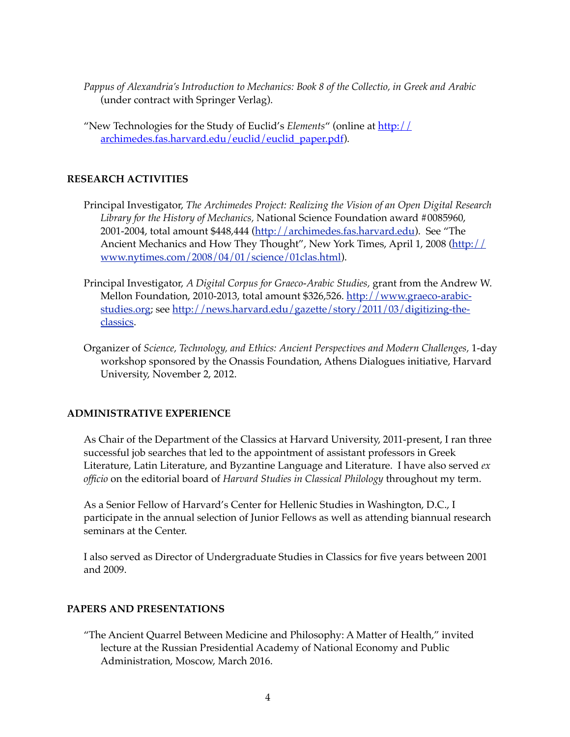*Pappus of Alexandria's Introduction to Mechanics: Book 8 of the Collectio, in Greek and Arabic* (under contract with Springer Verlag).

"New Technologies for the Study of Euclid's *Elements*" (online at [http://archimedes.fas.harvard.edu/euclid/euclid_paper.pdf](http://archimedes.fas.harvard.edu/euclid/euclid_paper.pdf)).

## RESEARCH ACTIVITIES

Principal Investigator, *The Archimedes Project: Realizing the Vision of an Open Digital Research Library for the History of Mechanics,* National Science Foundation award #0085960, 2001-2004, total amount $448,444 ([http://archimedes.fas.harvard.edu](http://archimedes.fas.harvard.edu)). See "The Ancient Mechanics and How They Thought", New York Times, April 1, 2008 ([http://www.nytimes.com/2008/04/01/science/01clas.html](http://www.nytimes.com/2008/04/01/science/01clas.html)).

Principal Investigator, *A Digital Corpus for Graeco-Arabic Studies,* grant from the Andrew W. Mellon Foundation, 2010-2013, total amount $326,526. [http://www.graeco-arabic-studies.org](http://www.graeco-arabic-studies.org); see [http://news.harvard.edu/gazette/story/2011/03/digitizing-the-classics](http://news.harvard.edu/gazette/story/2011/03/digitizing-the-classics).

Organizer of *Science, Technology, and Ethics: Ancient Perspectives and Modern Challenges,* 1-day workshop sponsored by the Onassis Foundation, Athens Dialogues initiative, Harvard University, November 2, 2012.

## ADMINISTRATIVE EXPERIENCE

As Chair of the Department of the Classics at Harvard University, 2011-present, I ran three successful job searches that led to the appointment of assistant professors in Greek Literature, Latin Literature, and Byzantine Language and Literature. I have also served *ex officio* on the editorial board of *Harvard Studies in Classical Philology* throughout my term.

As a Senior Fellow of Harvard's Center for Hellenic Studies in Washington, D.C., I participate in the annual selection of Junior Fellows as well as attending biannual research seminars at the Center.

I also served as Director of Undergraduate Studies in Classics for five years between 2001 and 2009.

## PAPERS AND PRESENTATIONS

"The Ancient Quarrel Between Medicine and Philosophy: A Matter of Health," invited lecture at the Russian Presidential Academy of National Economy and Public Administration, Moscow, March 2016.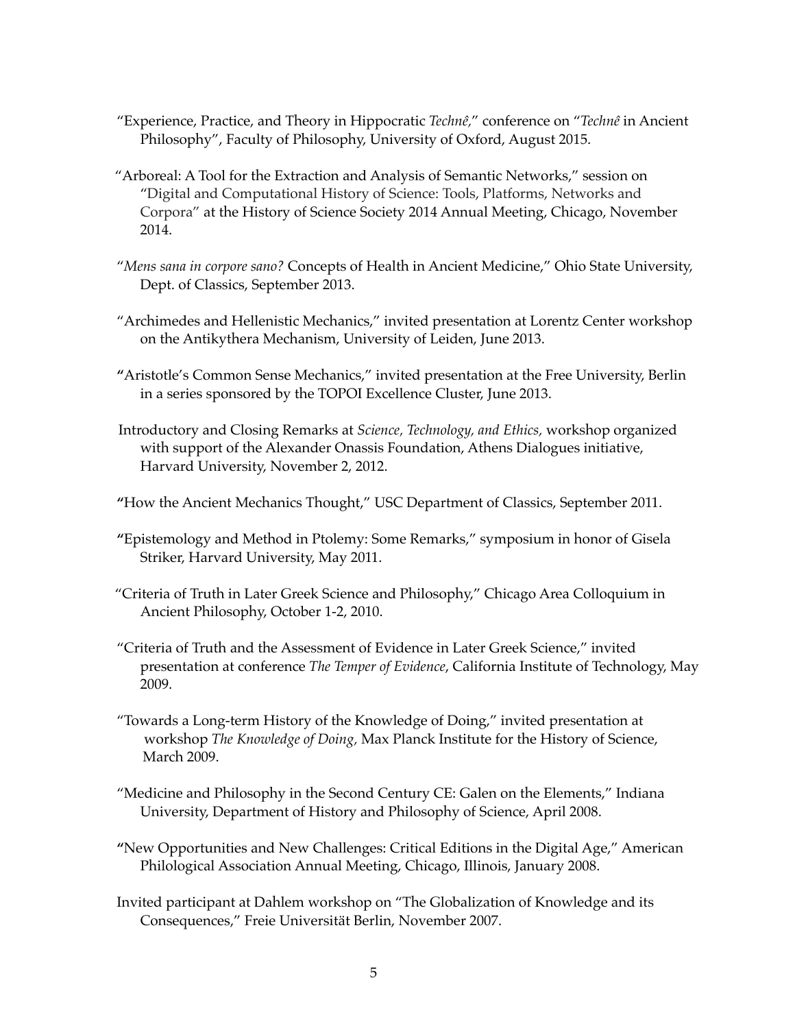"Experience, Practice, and Theory in Hippocratic *Technê*," conference on "*Technê* in Ancient Philosophy", Faculty of Philosophy, University of Oxford, August 2015.

"Arboreal: A Tool for the Extraction and Analysis of Semantic Networks," session on "Digital and Computational History of Science: Tools, Platforms, Networks and Corpora" at the History of Science Society 2014 Annual Meeting, Chicago, November 2014.

"*Mens sana in corpore sano?* Concepts of Health in Ancient Medicine," Ohio State University, Dept. of Classics, September 2013.

"Archimedes and Hellenistic Mechanics," invited presentation at Lorentz Center workshop on the Antikythera Mechanism, University of Leiden, June 2013.

"Aristotle's Common Sense Mechanics," invited presentation at the Free University, Berlin in a series sponsored by the TOPOI Excellence Cluster, June 2013.

Introductory and Closing Remarks at *Science, Technology, and Ethics,* workshop organized with support of the Alexander Onassis Foundation, Athens Dialogues initiative, Harvard University, November 2, 2012.

"How the Ancient Mechanics Thought," USC Department of Classics, September 2011.

"Epistemology and Method in Ptolemy: Some Remarks," symposium in honor of Gisela Striker, Harvard University, May 2011.

"Criteria of Truth in Later Greek Science and Philosophy," Chicago Area Colloquium in Ancient Philosophy, October 1-2, 2010.

"Criteria of Truth and the Assessment of Evidence in Later Greek Science," invited presentation at conference *The Temper of Evidence*, California Institute of Technology, May 2009.

"Towards a Long-term History of the Knowledge of Doing," invited presentation at workshop *The Knowledge of Doing,* Max Planck Institute for the History of Science, March 2009.

"Medicine and Philosophy in the Second Century CE: Galen on the Elements," Indiana University, Department of History and Philosophy of Science, April 2008.

"New Opportunities and New Challenges: Critical Editions in the Digital Age," American Philological Association Annual Meeting, Chicago, Illinois, January 2008.

Invited participant at Dahlem workshop on "The Globalization of Knowledge and its Consequences," Freie Universität Berlin, November 2007.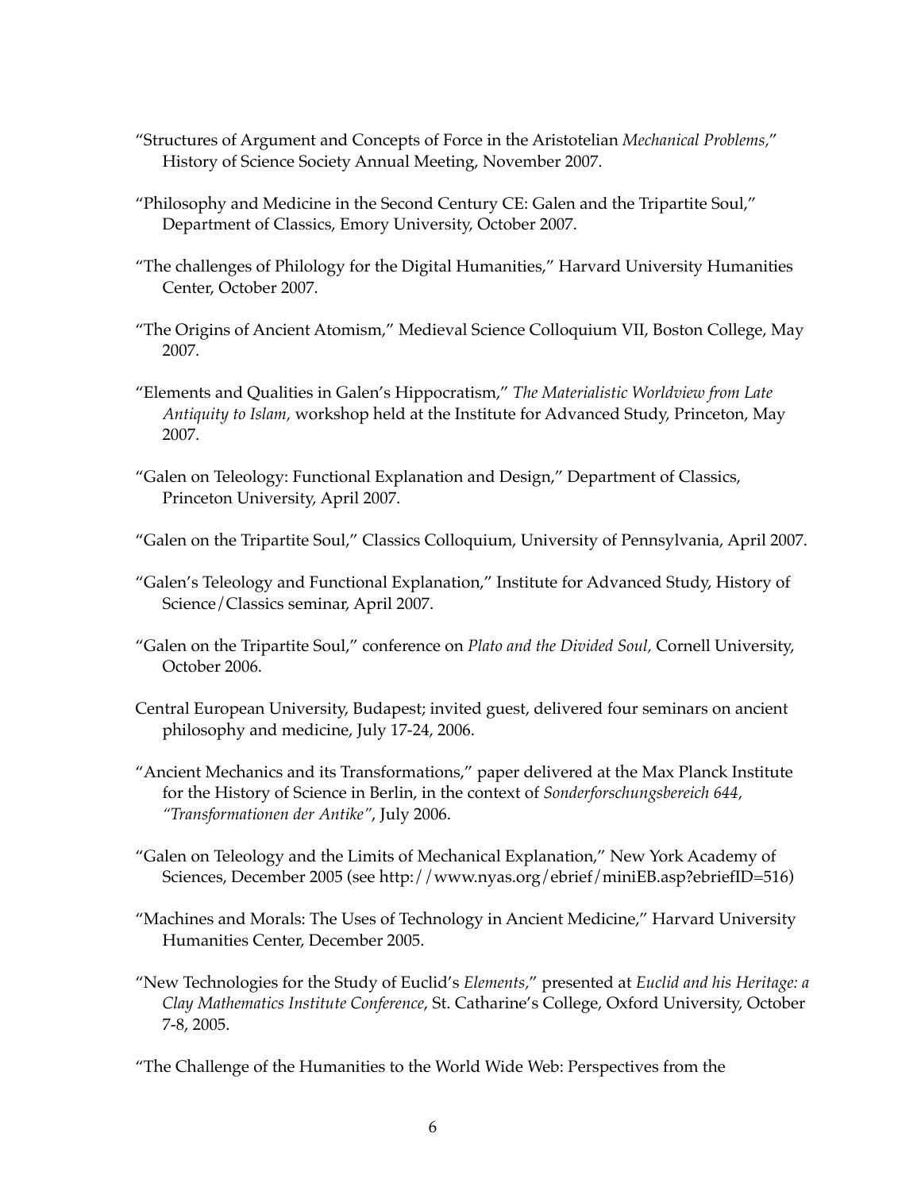"Structures of Argument and Concepts of Force in the Aristotelian *Mechanical Problems*," History of Science Society Annual Meeting, November 2007.

"Philosophy and Medicine in the Second Century CE: Galen and the Tripartite Soul," Department of Classics, Emory University, October 2007.

"The challenges of Philology for the Digital Humanities," Harvard University Humanities Center, October 2007.

"The Origins of Ancient Atomism," Medieval Science Colloquium VII, Boston College, May 2007.

"Elements and Qualities in Galen's Hippocratism," *The Materialistic Worldview from Late Antiquity to Islam,* workshop held at the Institute for Advanced Study, Princeton, May 2007.

"Galen on Teleology: Functional Explanation and Design," Department of Classics, Princeton University, April 2007.

"Galen on the Tripartite Soul," Classics Colloquium, University of Pennsylvania, April 2007.

"Galen's Teleology and Functional Explanation," Institute for Advanced Study, History of Science/Classics seminar, April 2007.

"Galen on the Tripartite Soul," conference on *Plato and the Divided Soul,* Cornell University, October 2006.

Central European University, Budapest; invited guest, delivered four seminars on ancient philosophy and medicine, July 17-24, 2006.

"Ancient Mechanics and its Transformations," paper delivered at the Max Planck Institute for the History of Science in Berlin, in the context of *Sonderforschungsbereich 644, "Transformationen der Antike"*, July 2006.

"Galen on Teleology and the Limits of Mechanical Explanation," New York Academy of Sciences, December 2005 (see http://www.nyas.org/ebrief/miniEB.asp?ebriefID=516)

"Machines and Morals: The Uses of Technology in Ancient Medicine," Harvard University Humanities Center, December 2005.

"New Technologies for the Study of Euclid's *Elements,*" presented at *Euclid and his Heritage: a Clay Mathematics Institute Conference*, St. Catharine's College, Oxford University, October 7-8, 2005.

"The Challenge of the Humanities to the World Wide Web: Perspectives from the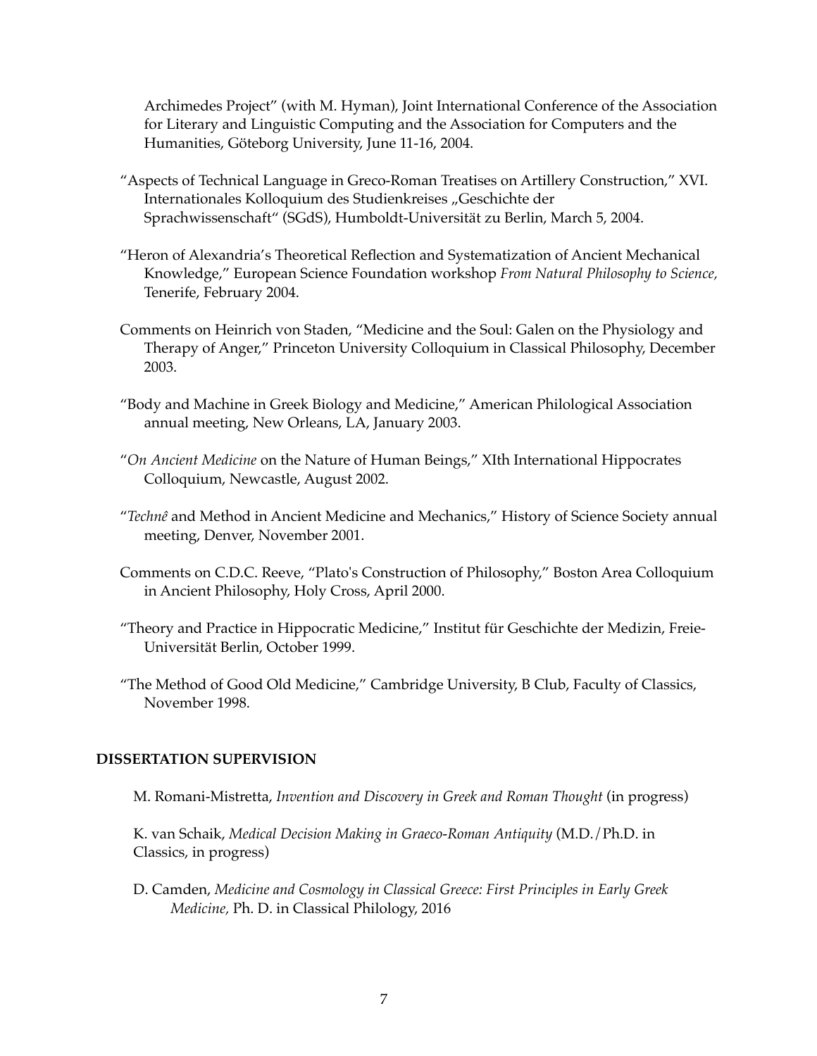Archimedes Project" (with M. Hyman), Joint International Conference of the Association for Literary and Linguistic Computing and the Association for Computers and the Humanities, Göteborg University, June 11-16, 2004.

"Aspects of Technical Language in Greco-Roman Treatises on Artillery Construction," XVI. Internationales Kolloquium des Studienkreises „Geschichte der Sprachwissenschaft" (SGdS), Humboldt-Universität zu Berlin, March 5, 2004.

"Heron of Alexandria's Theoretical Reflection and Systematization of Ancient Mechanical Knowledge," European Science Foundation workshop *From Natural Philosophy to Science,* Tenerife, February 2004.

Comments on Heinrich von Staden, "Medicine and the Soul: Galen on the Physiology and Therapy of Anger," Princeton University Colloquium in Classical Philosophy, December 2003.

"Body and Machine in Greek Biology and Medicine," American Philological Association annual meeting, New Orleans, LA, January 2003.

"*On Ancient Medicine* on the Nature of Human Beings," XIth International Hippocrates Colloquium, Newcastle, August 2002.

"*Technê* and Method in Ancient Medicine and Mechanics," History of Science Society annual meeting, Denver, November 2001.

Comments on C.D.C. Reeve, "Plato's Construction of Philosophy," Boston Area Colloquium in Ancient Philosophy, Holy Cross, April 2000.

"Theory and Practice in Hippocratic Medicine," Institut für Geschichte der Medizin, Freie-Universität Berlin, October 1999.

"The Method of Good Old Medicine," Cambridge University, B Club, Faculty of Classics, November 1998.

## DISSERTATION SUPERVISION

M. Romani-Mistretta, *Invention and Discovery in Greek and Roman Thought* (in progress)

K. van Schaik, *Medical Decision Making in Graeco-Roman Antiquity* (M.D./Ph.D. in Classics, in progress)

D. Camden, *Medicine and Cosmology in Classical Greece: First Principles in Early Greek Medicine,* Ph. D. in Classical Philology, 2016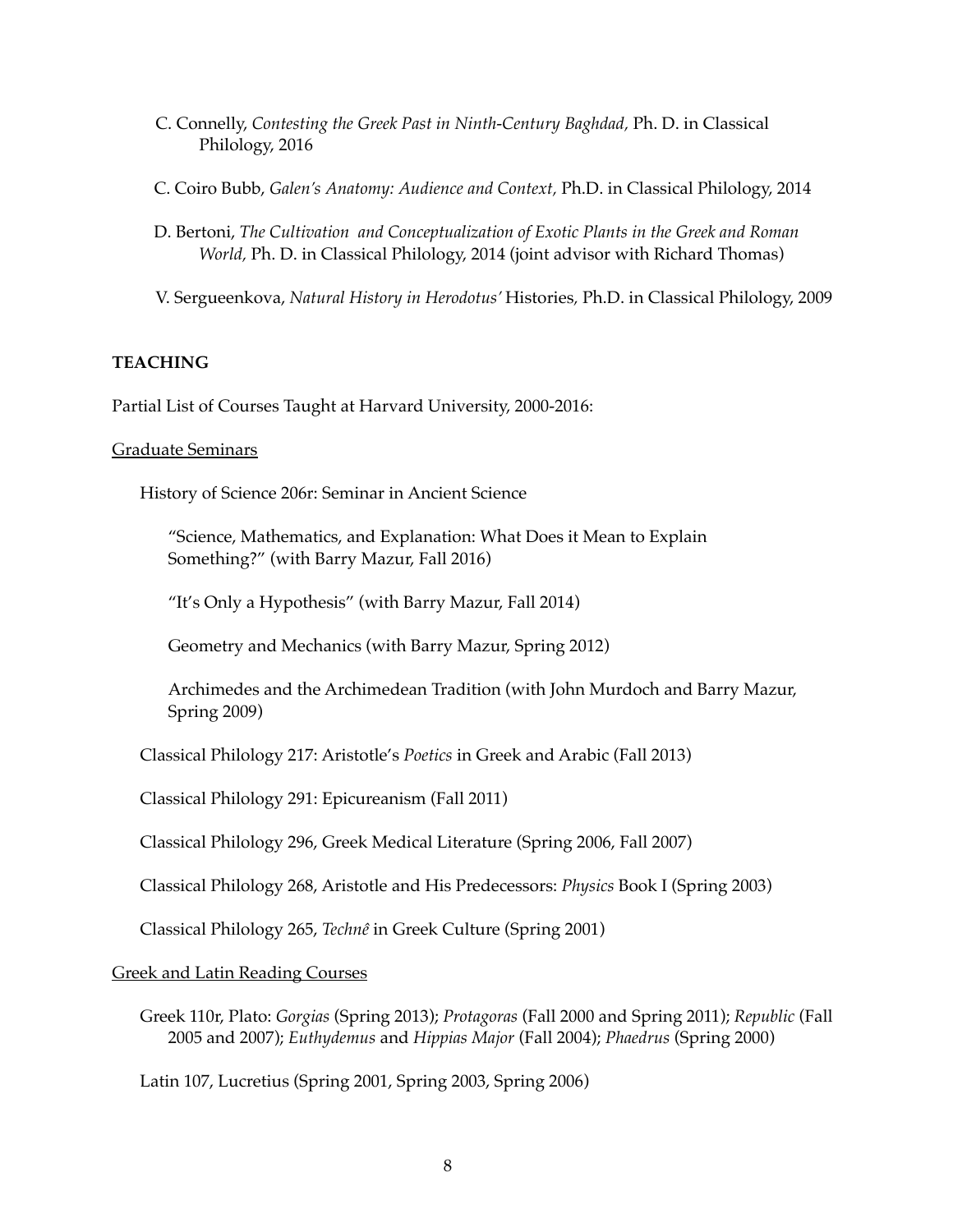C. Connelly, *Contesting the Greek Past in Ninth-Century Baghdad,* Ph. D. in Classical Philology, 2016

C. Coiro Bubb, *Galen's Anatomy: Audience and Context,* Ph.D. in Classical Philology, 2014

D. Bertoni, *The Cultivation and Conceptualization of Exotic Plants in the Greek and Roman World,* Ph. D. in Classical Philology, 2014 (joint advisor with Richard Thomas)

V. Sergueenkova, *Natural History in Herodotus'* Histories*,* Ph.D. in Classical Philology, 2009

**TEACHING**

Partial List of Courses Taught at Harvard University, 2000-2016:

<u>Graduate Seminars</u>

History of Science 206r: Seminar in Ancient Science

"Science, Mathematics, and Explanation: What Does it Mean to Explain Something?" (with Barry Mazur, Fall 2016)

"It's Only a Hypothesis" (with Barry Mazur, Fall 2014)

Geometry and Mechanics (with Barry Mazur, Spring 2012)

Archimedes and the Archimedean Tradition (with John Murdoch and Barry Mazur, Spring 2009)

Classical Philology 217: Aristotle's *Poetics* in Greek and Arabic (Fall 2013)

Classical Philology 291: Epicureanism (Fall 2011)

Classical Philology 296, Greek Medical Literature (Spring 2006, Fall 2007)

Classical Philology 268, Aristotle and His Predecessors: *Physics* Book I (Spring 2003)

Classical Philology 265, *Technê* in Greek Culture (Spring 2001)

<u>Greek and Latin Reading Courses</u>

Greek 110r, Plato: *Gorgias* (Spring 2013); *Protagoras* (Fall 2000 and Spring 2011); *Republic* (Fall 2005 and 2007); *Euthydemus* and *Hippias Major* (Fall 2004); *Phaedrus* (Spring 2000)

Latin 107, Lucretius (Spring 2001, Spring 2003, Spring 2006)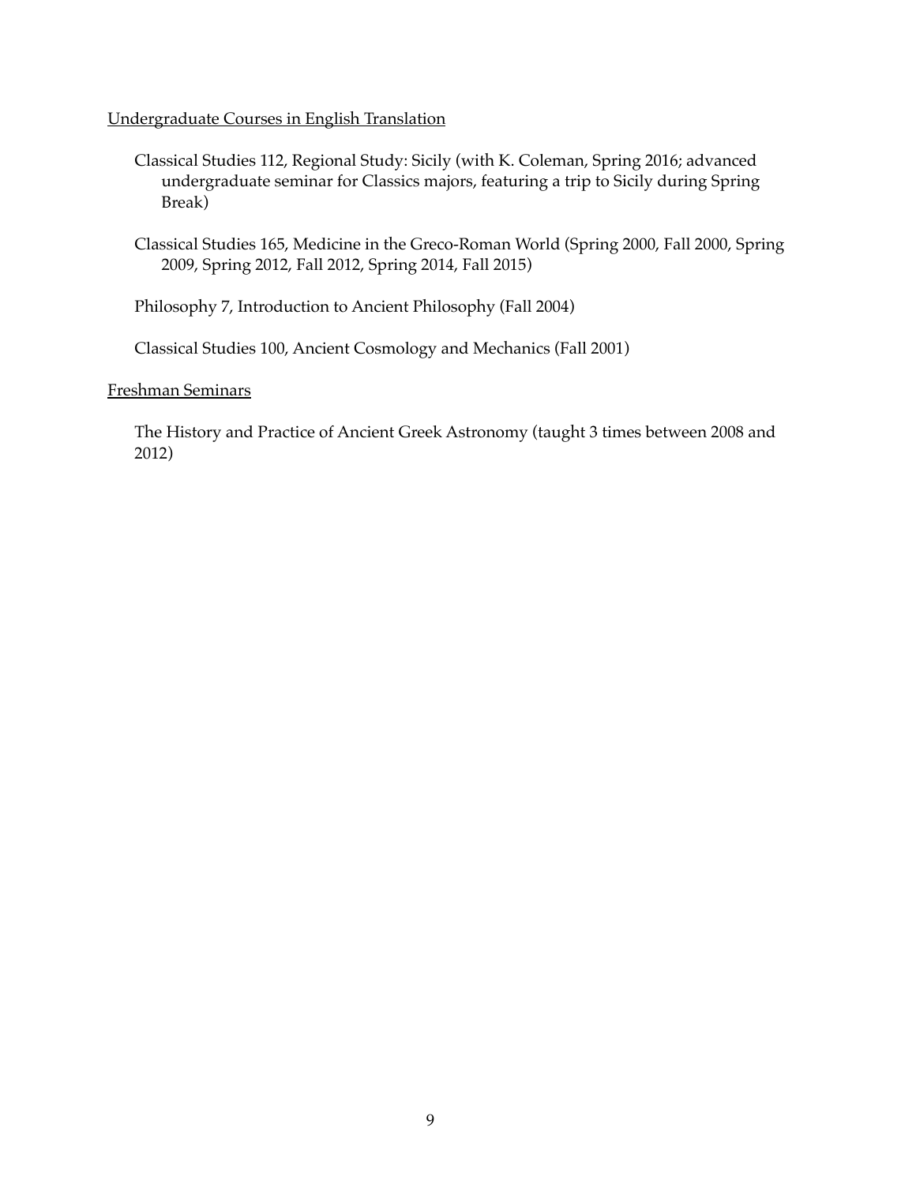Undergraduate Courses in English Translation

Classical Studies 112, Regional Study: Sicily (with K. Coleman, Spring 2016; advanced undergraduate seminar for Classics majors, featuring a trip to Sicily during Spring Break)

Classical Studies 165, Medicine in the Greco-Roman World (Spring 2000, Fall 2000, Spring 2009, Spring 2012, Fall 2012, Spring 2014, Fall 2015)

Philosophy 7, Introduction to Ancient Philosophy (Fall 2004)

Classical Studies 100, Ancient Cosmology and Mechanics (Fall 2001)

Freshman Seminars

The History and Practice of Ancient Greek Astronomy (taught 3 times between 2008 and 2012)